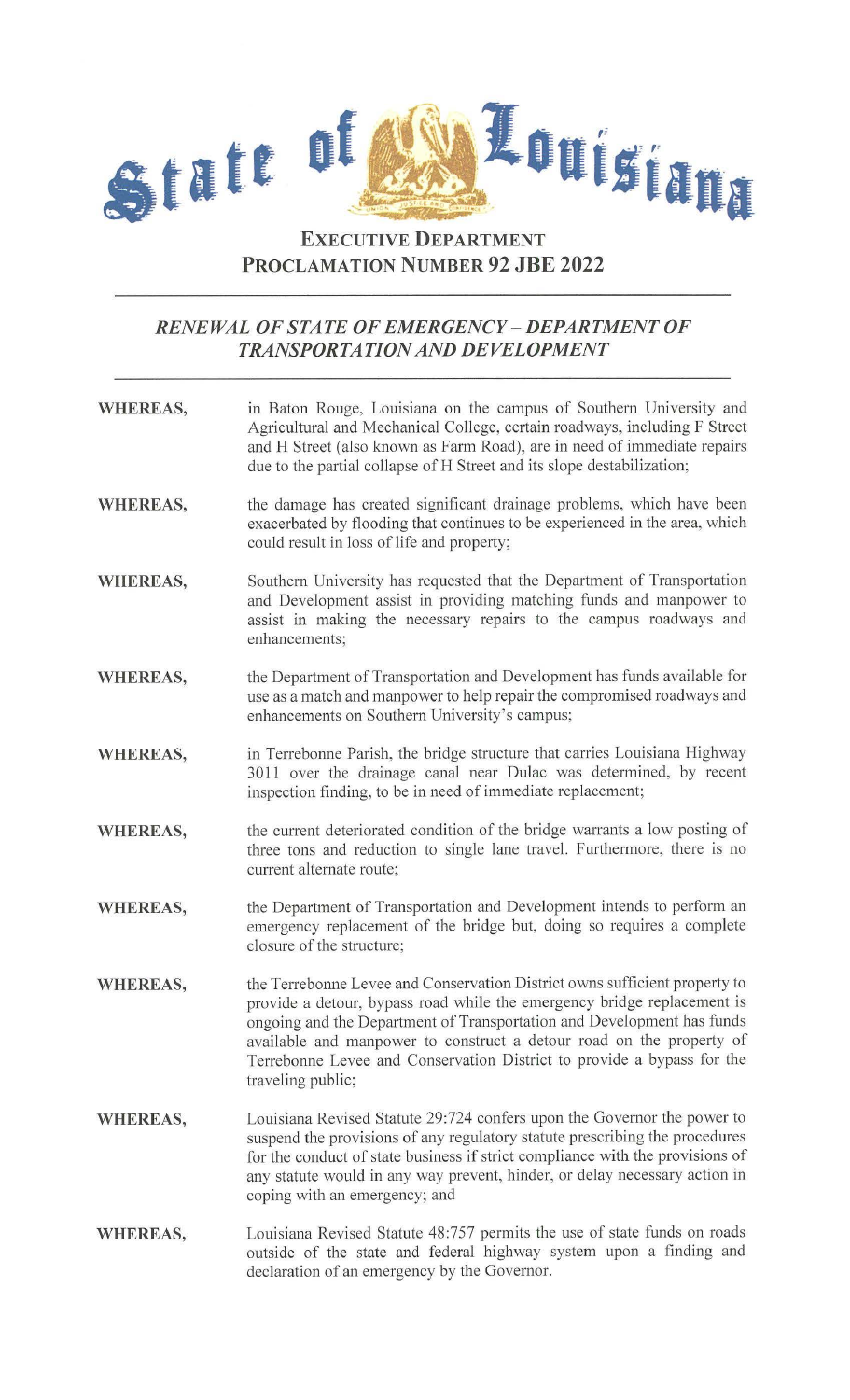# State of Louisiana

## EXECUTIVE DEPARTMENT
## PROCLAMATION NUMBER 92 JBE 2022

---

### *RENEWAL OF STATE OF EMERGENCY – DEPARTMENT OF TRANSPORTATION AND DEVELOPMENT*

---

**WHEREAS,** in Baton Rouge, Louisiana on the campus of Southern University and Agricultural and Mechanical College, certain roadways, including F Street and H Street (also known as Farm Road), are in need of immediate repairs due to the partial collapse of H Street and its slope destabilization;

**WHEREAS,** the damage has created significant drainage problems, which have been exacerbated by flooding that continues to be experienced in the area, which could result in loss of life and property;

**WHEREAS,** Southern University has requested that the Department of Transportation and Development assist in providing matching funds and manpower to assist in making the necessary repairs to the campus roadways and enhancements;

**WHEREAS,** the Department of Transportation and Development has funds available for use as a match and manpower to help repair the compromised roadways and enhancements on Southern University's campus;

**WHEREAS,** in Terrebonne Parish, the bridge structure that carries Louisiana Highway 3011 over the drainage canal near Dulac was determined, by recent inspection finding, to be in need of immediate replacement;

**WHEREAS,** the current deteriorated condition of the bridge warrants a low posting of three tons and reduction to single lane travel. Furthermore, there is no current alternate route;

**WHEREAS,** the Department of Transportation and Development intends to perform an emergency replacement of the bridge but, doing so requires a complete closure of the structure;

**WHEREAS,** the Terrebonne Levee and Conservation District owns sufficient property to provide a detour, bypass road while the emergency bridge replacement is ongoing and the Department of Transportation and Development has funds available and manpower to construct a detour road on the property of Terrebonne Levee and Conservation District to provide a bypass for the traveling public;

**WHEREAS,** Louisiana Revised Statute 29:724 confers upon the Governor the power to suspend the provisions of any regulatory statute prescribing the procedures for the conduct of state business if strict compliance with the provisions of any statute would in any way prevent, hinder, or delay necessary action in coping with an emergency; and

**WHEREAS,** Louisiana Revised Statute 48:757 permits the use of state funds on roads outside of the state and federal highway system upon a finding and declaration of an emergency by the Governor.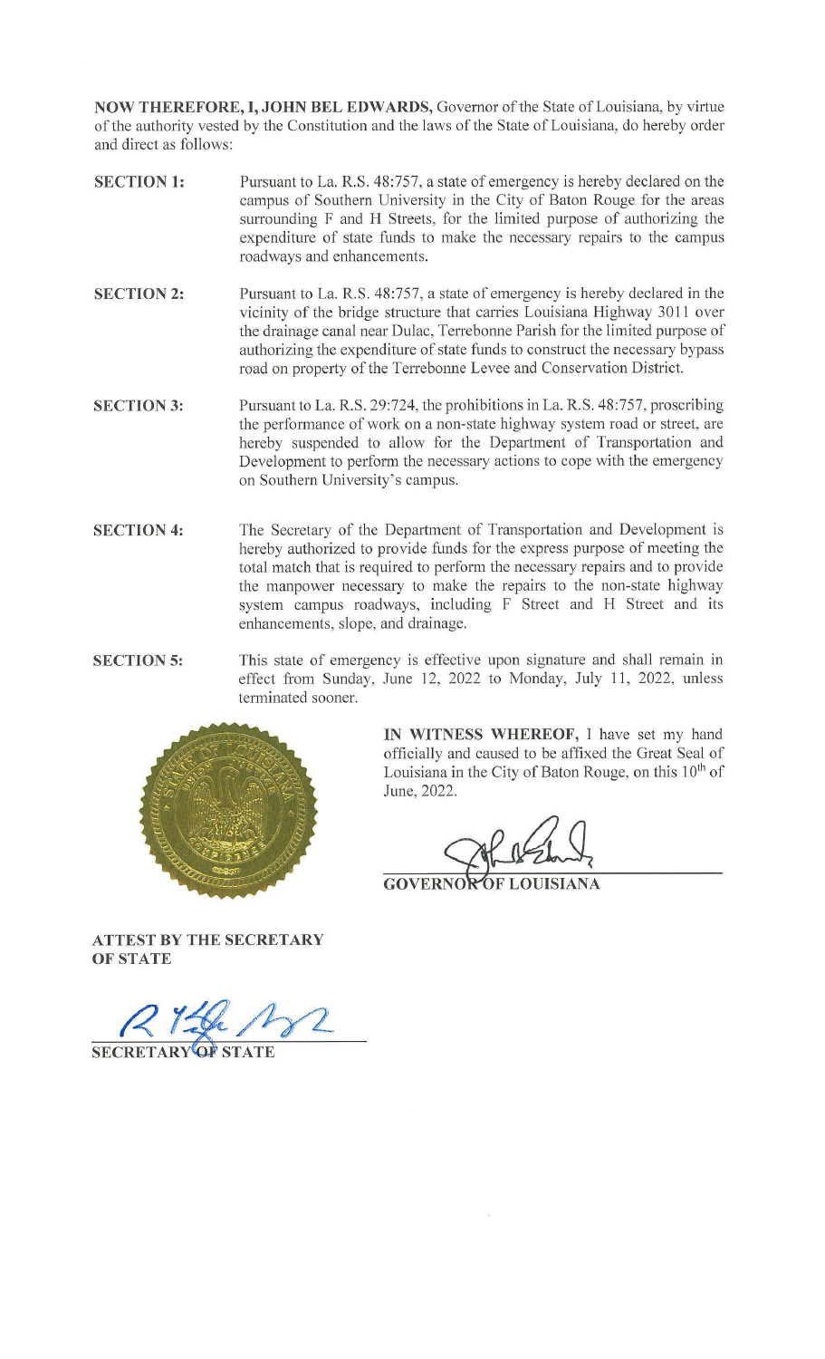**NOW THEREFORE, I, JOHN BEL EDWARDS,** Governor of the State of Louisiana, by virtue of the authority vested by the Constitution and the laws of the State of Louisiana, do hereby order and direct as follows:

**SECTION 1:** Pursuant to La. R.S. 48:757, a state of emergency is hereby declared on the campus of Southern University in the City of Baton Rouge for the areas surrounding F and H Streets, for the limited purpose of authorizing the expenditure of state funds to make the necessary repairs to the campus roadways and enhancements.

**SECTION 2:** Pursuant to La. R.S. 48:757, a state of emergency is hereby declared in the vicinity of the bridge structure that carries Louisiana Highway 3011 over the drainage canal near Dulac, Terrebonne Parish for the limited purpose of authorizing the expenditure of state funds to construct the necessary bypass road on property of the Terrebonne Levee and Conservation District.

**SECTION 3:** Pursuant to La. R.S. 29:724, the prohibitions in La. R.S. 48:757, proscribing the performance of work on a non-state highway system road or street, are hereby suspended to allow for the Department of Transportation and Development to perform the necessary actions to cope with the emergency on Southern University's campus.

**SECTION 4:** The Secretary of the Department of Transportation and Development is hereby authorized to provide funds for the express purpose of meeting the total match that is required to perform the necessary repairs and to provide the manpower necessary to make the repairs to the non-state highway system campus roadways, including F Street and H Street and its enhancements, slope, and drainage.

**SECTION 5:** This state of emergency is effective upon signature and shall remain in effect from Sunday, June 12, 2022 to Monday, July 11, 2022, unless terminated sooner.

**IN WITNESS WHEREOF,** I have set my hand officially and caused to be affixed the Great Seal of Louisiana in the City of Baton Rouge, on this 10th of June, 2022.

**GOVERNOR OF LOUISIANA**

**ATTEST BY THE SECRETARY OF STATE**

**SECRETARY OF STATE**